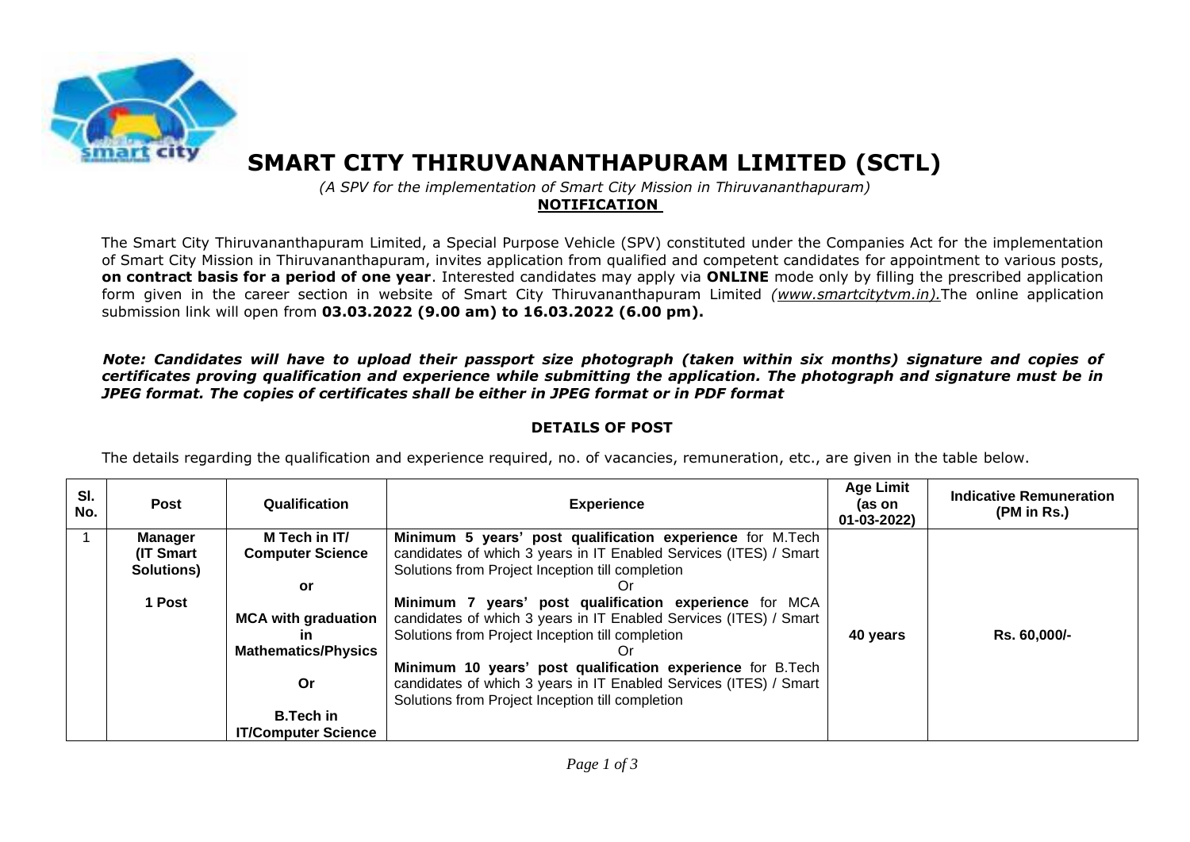# SMART CITY THIRUVANANTHAPURAM LIMITED (SCTL)

*(A SPV for the implementation of Smart City Mission in Thiruvananthapuram)*

**NOTIFICATION**

The Smart City Thiruvananthapuram Limited, a Special Purpose Vehicle (SPV) constituted under the Companies Act for the implementation of Smart City Mission in Thiruvananthapuram, invites application from qualified and competent candidates for appointment to various posts, **on contract basis for a period of one year**. Interested candidates may apply via **ONLINE** mode only by filling the prescribed application form given in the career section in website of Smart City Thiruvananthapuram Limited *(www.smartcitytvm.in).*The online application submission link will open from **03.03.2022 (9.00 am) to 16.03.2022 (6.00 pm).**

***Note: Candidates will have to upload their passport size photograph (taken within six months) signature and copies of certificates proving qualification and experience while submitting the application. The photograph and signature must be in JPEG format. The copies of certificates shall be either in JPEG format or in PDF format***

**DETAILS OF POST**

The details regarding the qualification and experience required, no. of vacancies, remuneration, etc., are given in the table below.

| Sl. No. | Post | Qualification | Experience | Age Limit (as on 01-03-2022) | Indicative Remuneration (PM in Rs.) |
|---|---|---|---|---|---|
| 1 | **Manager (IT Smart Solutions)**<br><br>**1 Post** | **M Tech in IT/ Computer Science**<br><br>**or**<br><br>**MCA with graduation in Mathematics/Physics**<br><br>**Or**<br><br>**B.Tech in IT/Computer Science** | **Minimum 5 years' post qualification experience** for M.Tech candidates of which 3 years in IT Enabled Services (ITES) / Smart Solutions from Project Inception till completion<br>Or<br>**Minimum 7 years' post qualification experience** for MCA candidates of which 3 years in IT Enabled Services (ITES) / Smart Solutions from Project Inception till completion<br>Or<br>**Minimum 10 years' post qualification experience** for B.Tech candidates of which 3 years in IT Enabled Services (ITES) / Smart Solutions from Project Inception till completion | **40 years** | **Rs. 60,000/-** |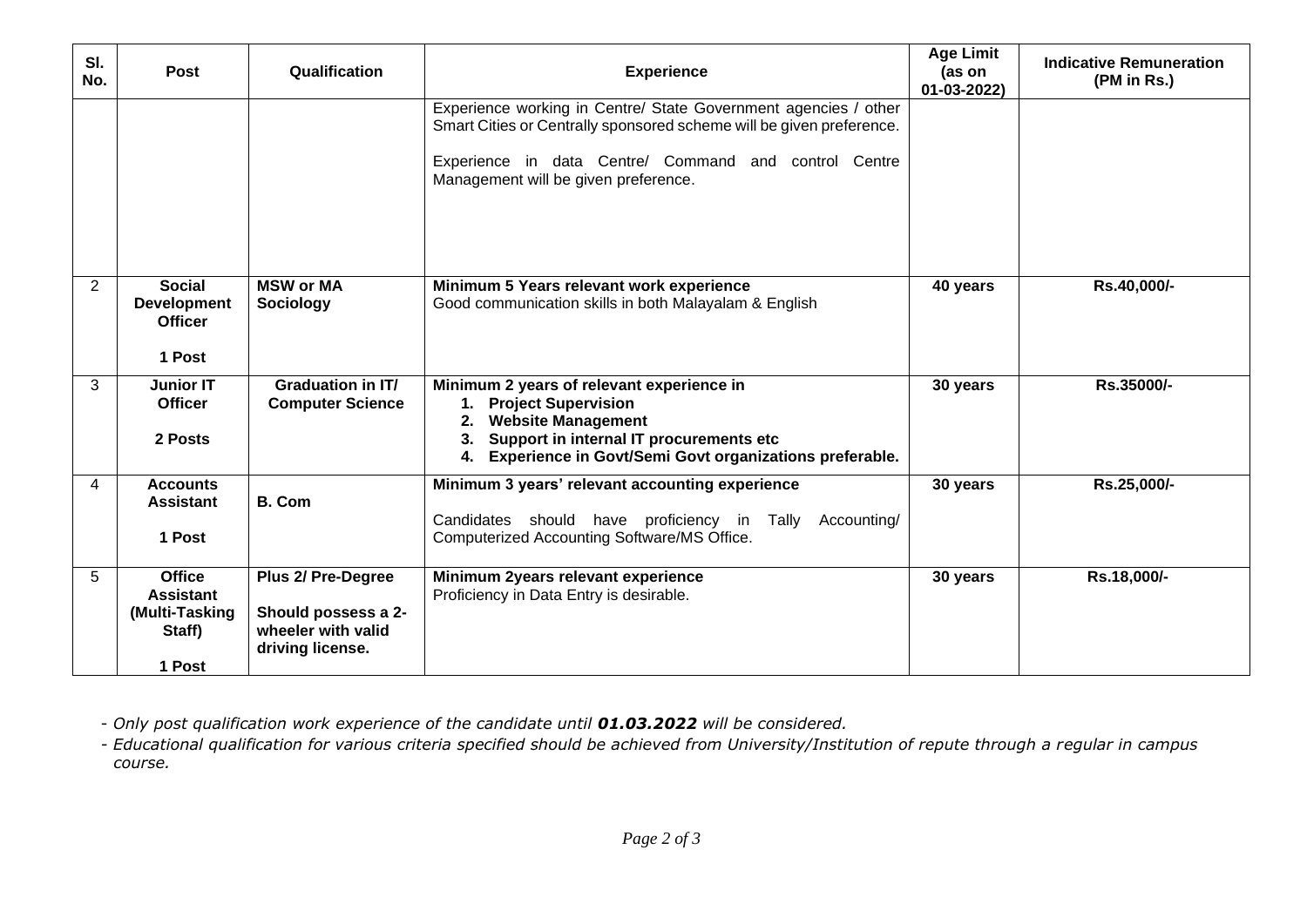| Sl. No. | Post | Qualification | Experience | Age Limit (as on 01-03-2022) | Indicative Remuneration (PM in Rs.) |
|---|---|---|---|---|---|
| | | | Experience working in Centre/ State Government agencies / other Smart Cities or Centrally sponsored scheme will be given preference.<br><br>Experience in data Centre/ Command and control Centre Management will be given preference. | | |
| 2 | **Social Development Officer**<br><br>**1 Post** | **MSW or MA Sociology** | **Minimum 5 Years relevant work experience**<br>Good communication skills in both Malayalam & English | **40 years** | **Rs.40,000/-** |
| 3 | **Junior IT Officer**<br><br>**2 Posts** | **Graduation in IT/ Computer Science** | **Minimum 2 years of relevant experience in**<br>**1. Project Supervision**<br>**2. Website Management**<br>**3. Support in internal IT procurements etc**<br>**4. Experience in Govt/Semi Govt organizations preferable.** | **30 years** | **Rs.35000/-** |
| 4 | **Accounts Assistant**<br><br>**1 Post** | **B. Com** | **Minimum 3 years' relevant accounting experience**<br><br>Candidates should have proficiency in Tally Accounting/ Computerized Accounting Software/MS Office. | **30 years** | **Rs.25,000/-** |
| 5 | **Office Assistant (Multi-Tasking Staff)**<br><br>**1 Post** | **Plus 2/ Pre-Degree**<br><br>**Should possess a 2-wheeler with valid driving license.** | **Minimum 2years relevant experience**<br>Proficiency in Data Entry is desirable. | **30 years** | **Rs.18,000/-** |

- *Only post qualification work experience of the candidate until **01.03.2022** will be considered.*
- *Educational qualification for various criteria specified should be achieved from University/Institution of repute through a regular in campus course.*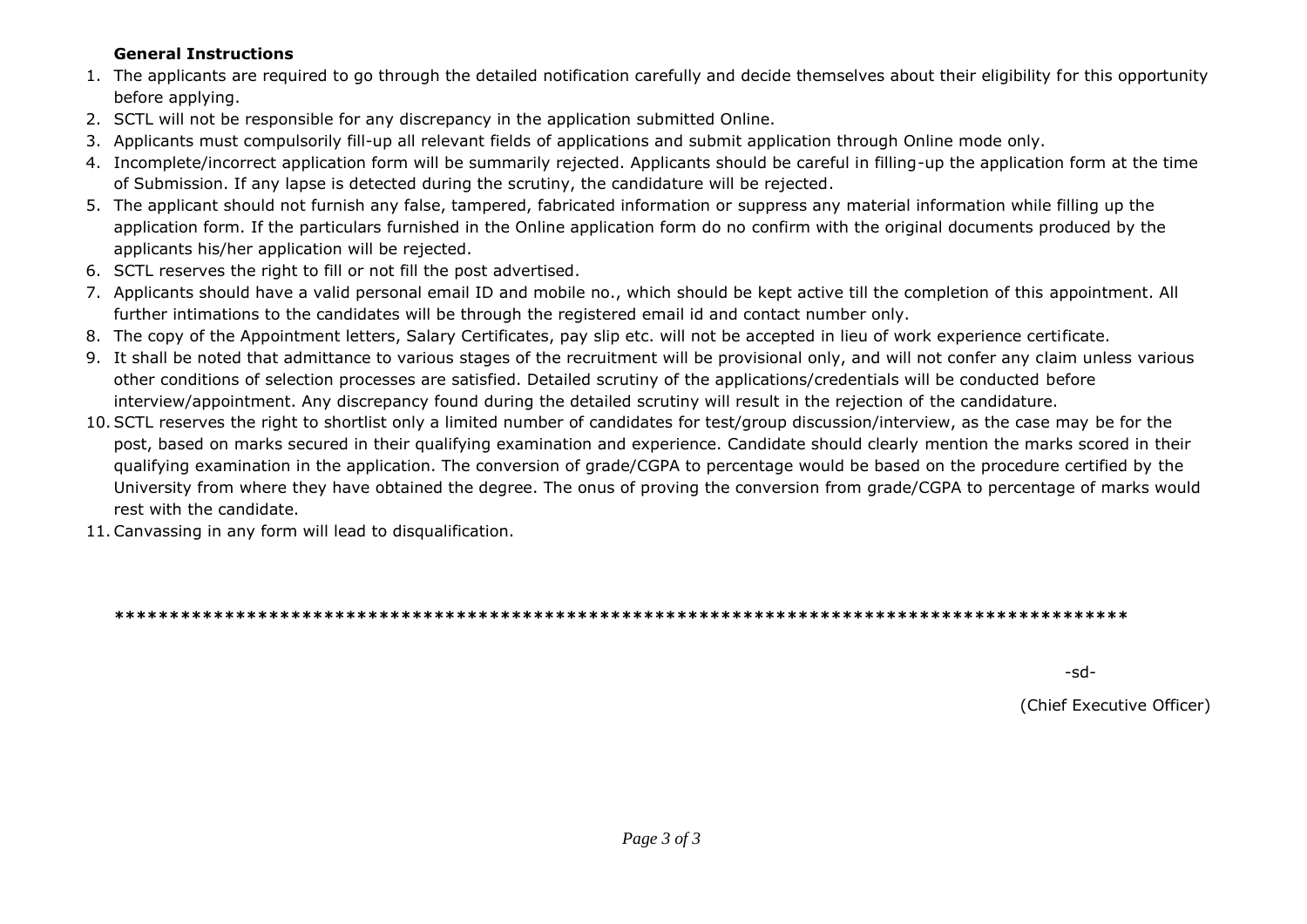**General Instructions**

1. The applicants are required to go through the detailed notification carefully and decide themselves about their eligibility for this opportunity before applying.
2. SCTL will not be responsible for any discrepancy in the application submitted Online.
3. Applicants must compulsorily fill-up all relevant fields of applications and submit application through Online mode only.
4. Incomplete/incorrect application form will be summarily rejected. Applicants should be careful in filling-up the application form at the time of Submission. If any lapse is detected during the scrutiny, the candidature will be rejected.
5. The applicant should not furnish any false, tampered, fabricated information or suppress any material information while filling up the application form. If the particulars furnished in the Online application form do no confirm with the original documents produced by the applicants his/her application will be rejected.
6. SCTL reserves the right to fill or not fill the post advertised.
7. Applicants should have a valid personal email ID and mobile no., which should be kept active till the completion of this appointment. All further intimations to the candidates will be through the registered email id and contact number only.
8. The copy of the Appointment letters, Salary Certificates, pay slip etc. will not be accepted in lieu of work experience certificate.
9. It shall be noted that admittance to various stages of the recruitment will be provisional only, and will not confer any claim unless various other conditions of selection processes are satisfied. Detailed scrutiny of the applications/credentials will be conducted before interview/appointment. Any discrepancy found during the detailed scrutiny will result in the rejection of the candidature.
10. SCTL reserves the right to shortlist only a limited number of candidates for test/group discussion/interview, as the case may be for the post, based on marks secured in their qualifying examination and experience. Candidate should clearly mention the marks scored in their qualifying examination in the application. The conversion of grade/CGPA to percentage would be based on the procedure certified by the University from where they have obtained the degree. The onus of proving the conversion from grade/CGPA to percentage of marks would rest with the candidate.
11. Canvassing in any form will lead to disqualification.

**********************************************************************************************

-sd-

(Chief Executive Officer)